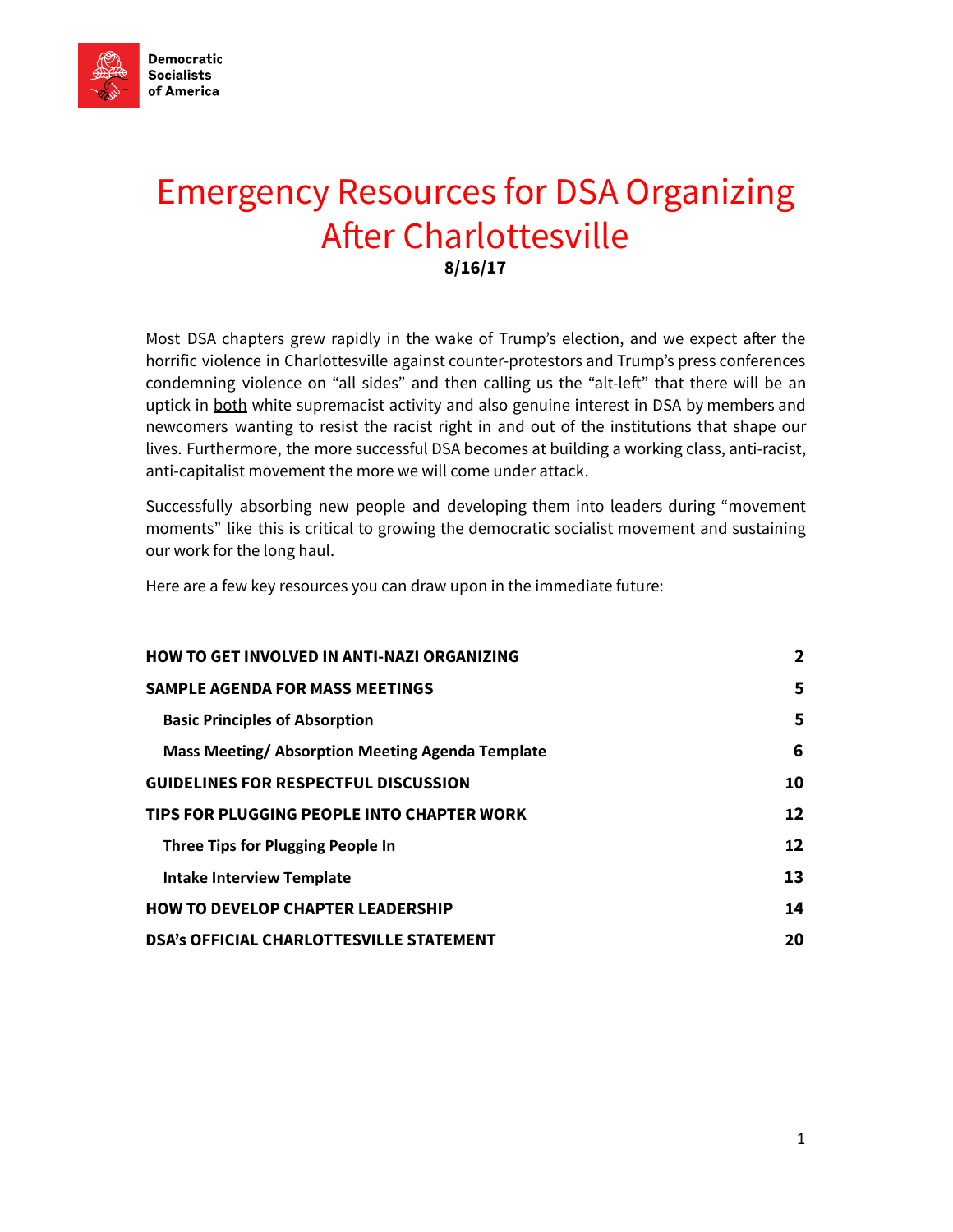Democratic Socialists of America

# Emergency Resources for DSA Organizing After Charlottesville

**8/16/17**

Most DSA chapters grew rapidly in the wake of Trump's election, and we expect after the horrific violence in Charlottesville against counter-protestors and Trump's press conferences condemning violence on "all sides" and then calling us the "alt-left" that there will be an uptick in both white supremacist activity and also genuine interest in DSA by members and newcomers wanting to resist the racist right in and out of the institutions that shape our lives. Furthermore, the more successful DSA becomes at building a working class, anti-racist, anti-capitalist movement the more we will come under attack.

Successfully absorbing new people and developing them into leaders during "movement moments" like this is critical to growing the democratic socialist movement and sustaining our work for the long haul.

Here are a few key resources you can draw upon in the immediate future:

| | |
|---|---|
| **HOW TO GET INVOLVED IN ANTI-NAZI ORGANIZING** | **2** |
| **SAMPLE AGENDA FOR MASS MEETINGS** | **5** |
| **Basic Principles of Absorption** | **5** |
| **Mass Meeting/ Absorption Meeting Agenda Template** | **6** |
| **GUIDELINES FOR RESPECTFUL DISCUSSION** | **10** |
| **TIPS FOR PLUGGING PEOPLE INTO CHAPTER WORK** | **12** |
| **Three Tips for Plugging People In** | **12** |
| **Intake Interview Template** | **13** |
| **HOW TO DEVELOP CHAPTER LEADERSHIP** | **14** |
| **DSA's OFFICIAL CHARLOTTESVILLE STATEMENT** | **20** |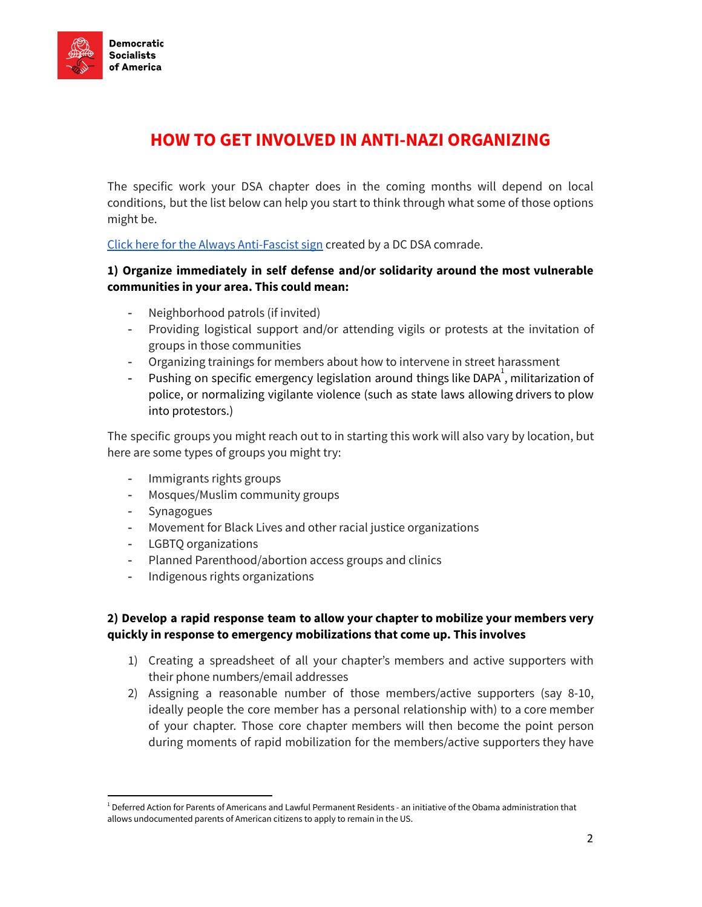# HOW TO GET INVOLVED IN ANTI-NAZI ORGANIZING

The specific work your DSA chapter does in the coming months will depend on local conditions, but the list below can help you start to think through what some of those options might be.

Click here for the Always Anti-Fascist sign created by a DC DSA comrade.

**1) Organize immediately in self defense and/or solidarity around the most vulnerable communities in your area. This could mean:**

- Neighborhood patrols (if invited)
- Providing logistical support and/or attending vigils or protests at the invitation of groups in those communities
- Organizing trainings for members about how to intervene in street harassment
- Pushing on specific emergency legislation around things like DAPA[1], militarization of police, or normalizing vigilante violence (such as state laws allowing drivers to plow into protestors.)

The specific groups you might reach out to in starting this work will also vary by location, but here are some types of groups you might try:

- Immigrants rights groups
- Mosques/Muslim community groups
- Synagogues
- Movement for Black Lives and other racial justice organizations
- LGBTQ organizations
- Planned Parenthood/abortion access groups and clinics
- Indigenous rights organizations

**2) Develop a rapid response team to allow your chapter to mobilize your members very quickly in response to emergency mobilizations that come up. This involves**

1) Creating a spreadsheet of all your chapter's members and active supporters with their phone numbers/email addresses
2) Assigning a reasonable number of those members/active supporters (say 8-10, ideally people the core member has a personal relationship with) to a core member of your chapter. Those core chapter members will then become the point person during moments of rapid mobilization for the members/active supporters they have

[1] Deferred Action for Parents of Americans and Lawful Permanent Residents - an initiative of the Obama administration that allows undocumented parents of American citizens to apply to remain in the US.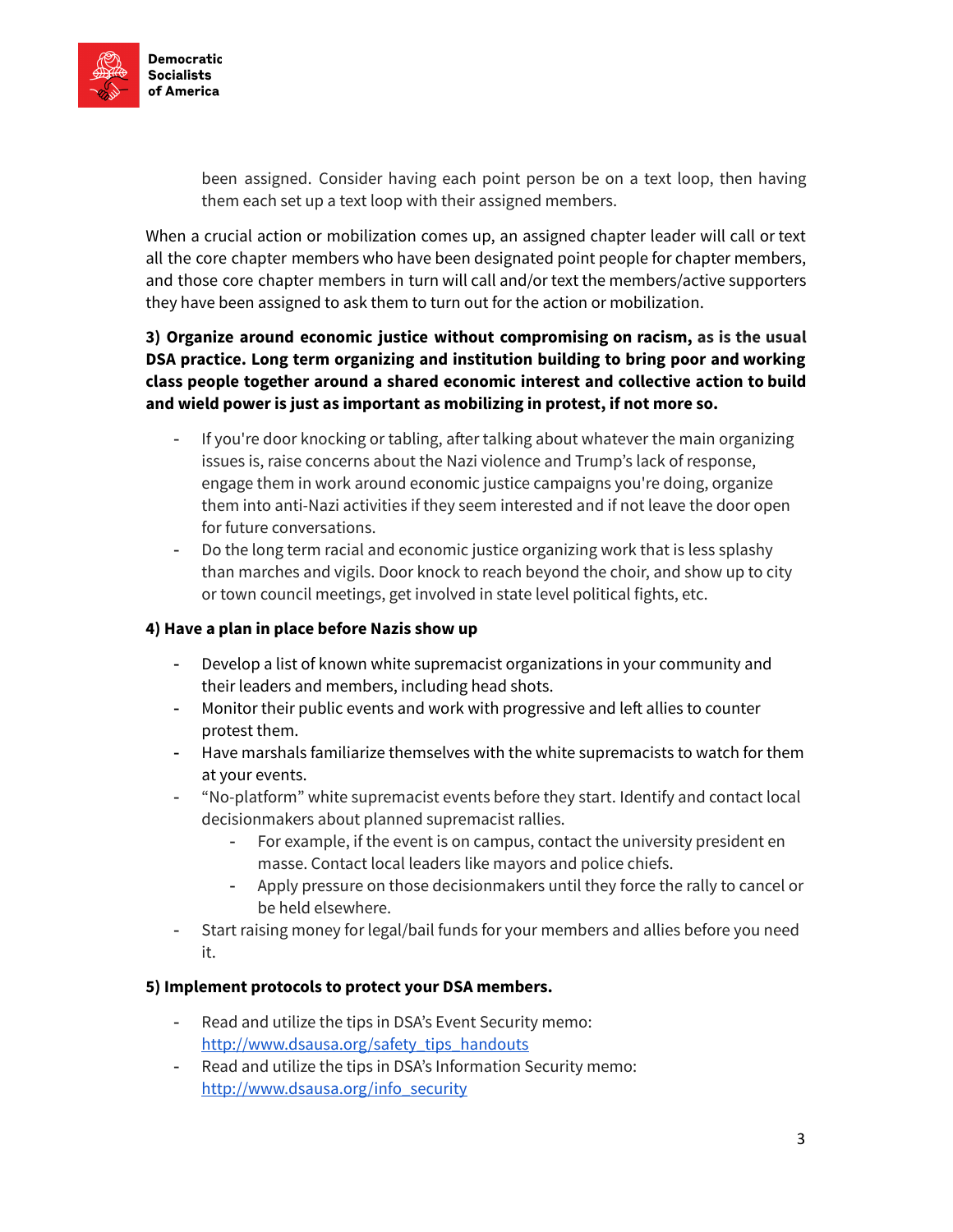been assigned. Consider having each point person be on a text loop, then having them each set up a text loop with their assigned members.

When a crucial action or mobilization comes up, an assigned chapter leader will call or text all the core chapter members who have been designated point people for chapter members, and those core chapter members in turn will call and/or text the members/active supporters they have been assigned to ask them to turn out for the action or mobilization.

**3) Organize around economic justice without compromising on racism, as is the usual DSA practice. Long term organizing and institution building to bring poor and working class people together around a shared economic interest and collective action to build and wield power is just as important as mobilizing in protest, if not more so.**

- If you're door knocking or tabling, after talking about whatever the main organizing issues is, raise concerns about the Nazi violence and Trump's lack of response, engage them in work around economic justice campaigns you're doing, organize them into anti-Nazi activities if they seem interested and if not leave the door open for future conversations.
- Do the long term racial and economic justice organizing work that is less splashy than marches and vigils. Door knock to reach beyond the choir, and show up to city or town council meetings, get involved in state level political fights, etc.

**4) Have a plan in place before Nazis show up**

- Develop a list of known white supremacist organizations in your community and their leaders and members, including head shots.
- Monitor their public events and work with progressive and left allies to counter protest them.
- Have marshals familiarize themselves with the white supremacists to watch for them at your events.
- "No-platform" white supremacist events before they start. Identify and contact local decisionmakers about planned supremacist rallies.
  - For example, if the event is on campus, contact the university president en masse. Contact local leaders like mayors and police chiefs.
  - Apply pressure on those decisionmakers until they force the rally to cancel or be held elsewhere.
- Start raising money for legal/bail funds for your members and allies before you need it.

**5) Implement protocols to protect your DSA members.**

- Read and utilize the tips in DSA's Event Security memo: [http://www.dsausa.org/safety_tips_handouts](http://www.dsausa.org/safety_tips_handouts)
- Read and utilize the tips in DSA's Information Security memo: [http://www.dsausa.org/info_security](http://www.dsausa.org/info_security)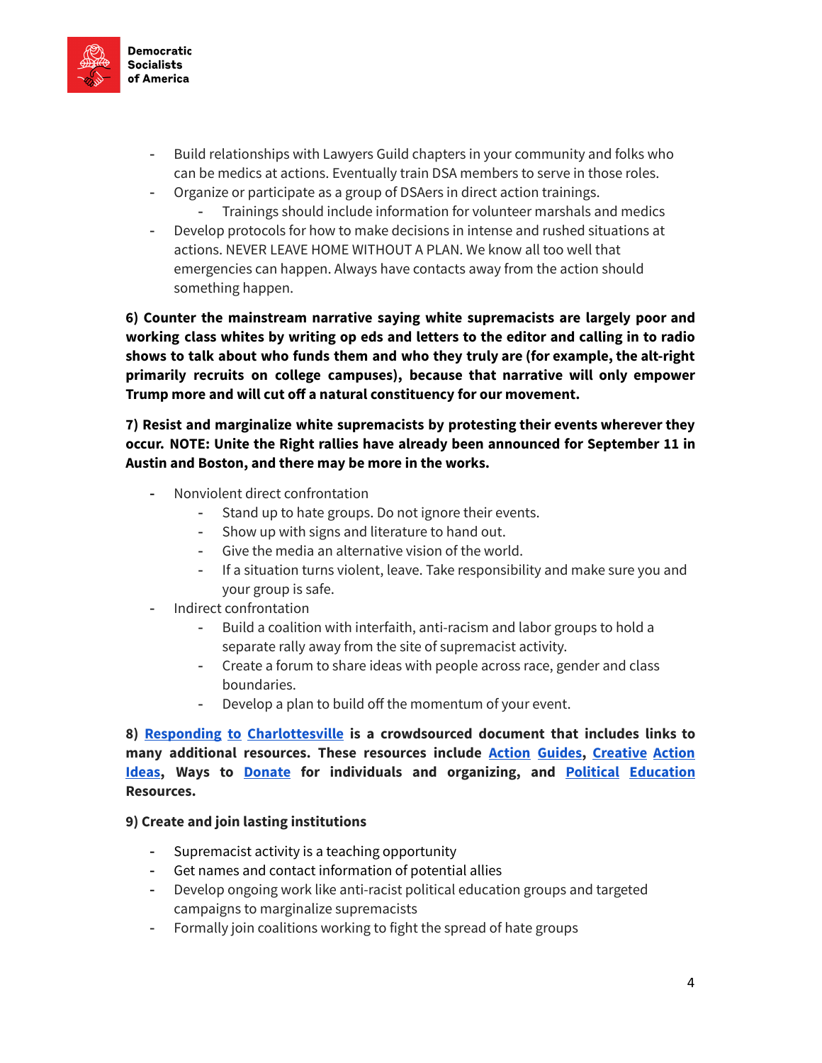- Build relationships with Lawyers Guild chapters in your community and folks who can be medics at actions. Eventually train DSA members to serve in those roles.
- Organize or participate as a group of DSAers in direct action trainings.
    - Trainings should include information for volunteer marshals and medics
- Develop protocols for how to make decisions in intense and rushed situations at actions. NEVER LEAVE HOME WITHOUT A PLAN. We know all too well that emergencies can happen. Always have contacts away from the action should something happen.

**6) Counter the mainstream narrative saying white supremacists are largely poor and working class whites by writing op eds and letters to the editor and calling in to radio shows to talk about who funds them and who they truly are (for example, the alt-right primarily recruits on college campuses), because that narrative will only empower Trump more and will cut off a natural constituency for our movement.**

**7) Resist and marginalize white supremacists by protesting their events wherever they occur. NOTE: Unite the Right rallies have already been announced for September 11 in Austin and Boston, and there may be more in the works.**

- Nonviolent direct confrontation
    - Stand up to hate groups. Do not ignore their events.
    - Show up with signs and literature to hand out.
    - Give the media an alternative vision of the world.
    - If a situation turns violent, leave. Take responsibility and make sure you and your group is safe.
- Indirect confrontation
    - Build a coalition with interfaith, anti-racism and labor groups to hold a separate rally away from the site of supremacist activity.
    - Create a forum to share ideas with people across race, gender and class boundaries.
    - Develop a plan to build off the momentum of your event.

**8) Responding to Charlottesville is a crowdsourced document that includes links to many additional resources. These resources include Action Guides, Creative Action Ideas, Ways to Donate for individuals and organizing, and Political Education Resources.**

**9) Create and join lasting institutions**

- Supremacist activity is a teaching opportunity
- Get names and contact information of potential allies
- Develop ongoing work like anti-racist political education groups and targeted campaigns to marginalize supremacists
- Formally join coalitions working to fight the spread of hate groups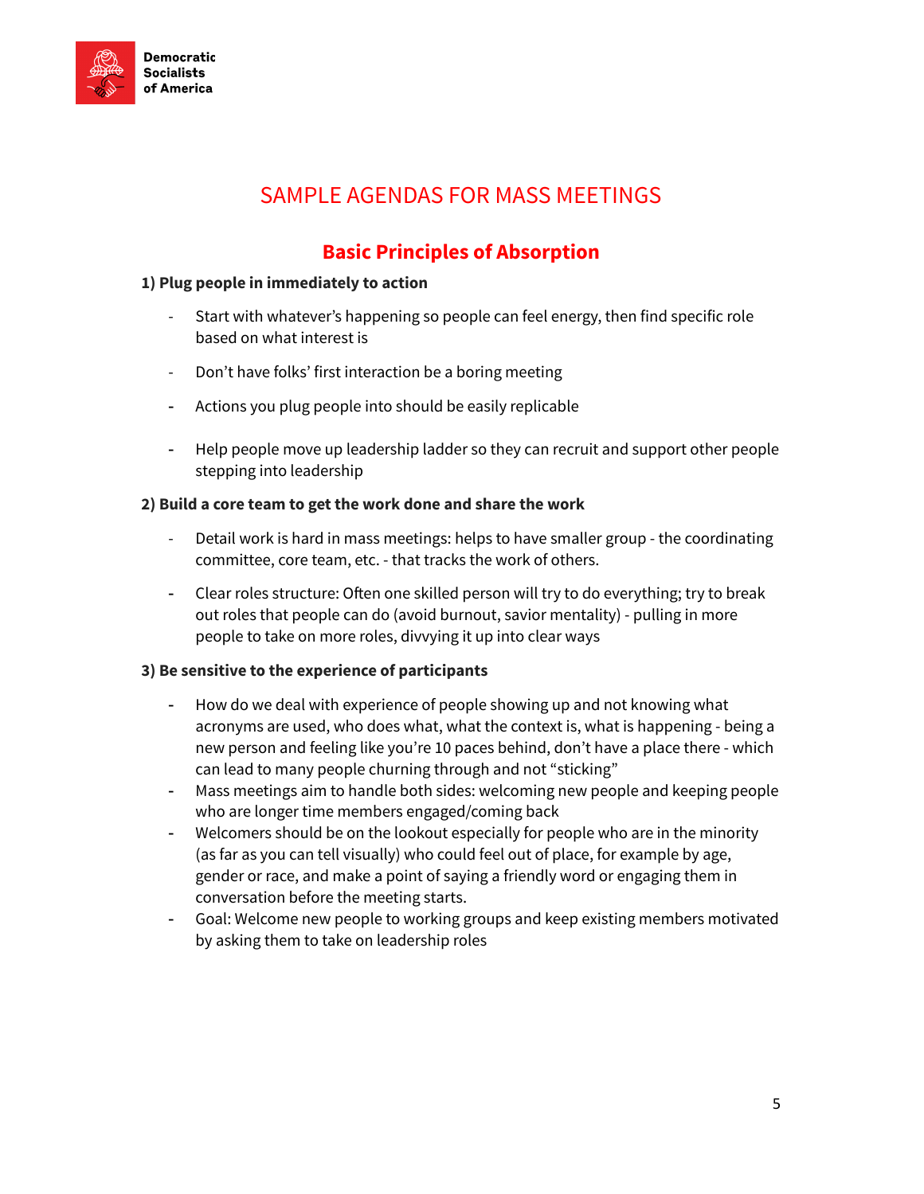# SAMPLE AGENDAS FOR MASS MEETINGS

## Basic Principles of Absorption

**1) Plug people in immediately to action**

- Start with whatever's happening so people can feel energy, then find specific role based on what interest is
- Don't have folks' first interaction be a boring meeting
- Actions you plug people into should be easily replicable
- Help people move up leadership ladder so they can recruit and support other people stepping into leadership

**2) Build a core team to get the work done and share the work**

- Detail work is hard in mass meetings: helps to have smaller group - the coordinating committee, core team, etc. - that tracks the work of others.
- Clear roles structure: Often one skilled person will try to do everything; try to break out roles that people can do (avoid burnout, savior mentality) - pulling in more people to take on more roles, divvying it up into clear ways

**3) Be sensitive to the experience of participants**

- How do we deal with experience of people showing up and not knowing what acronyms are used, who does what, what the context is, what is happening - being a new person and feeling like you're 10 paces behind, don't have a place there - which can lead to many people churning through and not "sticking"
- Mass meetings aim to handle both sides: welcoming new people and keeping people who are longer time members engaged/coming back
- Welcomers should be on the lookout especially for people who are in the minority (as far as you can tell visually) who could feel out of place, for example by age, gender or race, and make a point of saying a friendly word or engaging them in conversation before the meeting starts.
- Goal: Welcome new people to working groups and keep existing members motivated by asking them to take on leadership roles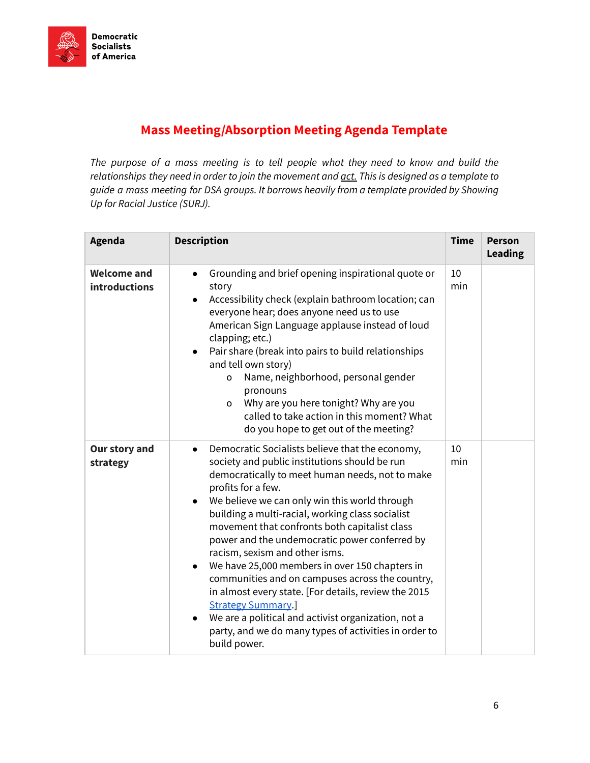## Mass Meeting/Absorption Meeting Agenda Template

*The purpose of a mass meeting is to tell people what they need to know and build the relationships they need in order to join the movement and act. This is designed as a template to guide a mass meeting for DSA groups. It borrows heavily from a template provided by Showing Up for Racial Justice (SURJ).*

| Agenda | Description | Time | Person Leading |
|---|---|---|---|
| **Welcome and introductions** | • Grounding and brief opening inspirational quote or story<br>• Accessibility check (explain bathroom location; can everyone hear; does anyone need us to use American Sign Language applause instead of loud clapping; etc.)<br>• Pair share (break into pairs to build relationships and tell own story)<br>  o Name, neighborhood, personal gender pronouns<br>  o Why are you here tonight? Why are you called to take action in this moment? What do you hope to get out of the meeting? | 10 min | |
| **Our story and strategy** | • Democratic Socialists believe that the economy, society and public institutions should be run democratically to meet human needs, not to make profits for a few.<br>• We believe we can only win this world through building a multi-racial, working class socialist movement that confronts both capitalist class power and the undemocratic power conferred by racism, sexism and other isms.<br>• We have 25,000 members in over 150 chapters in communities and on campuses across the country, in almost every state. [For details, review the 2015 Strategy Summary.]<br>• We are a political and activist organization, not a party, and we do many types of activities in order to build power. | 10 min | |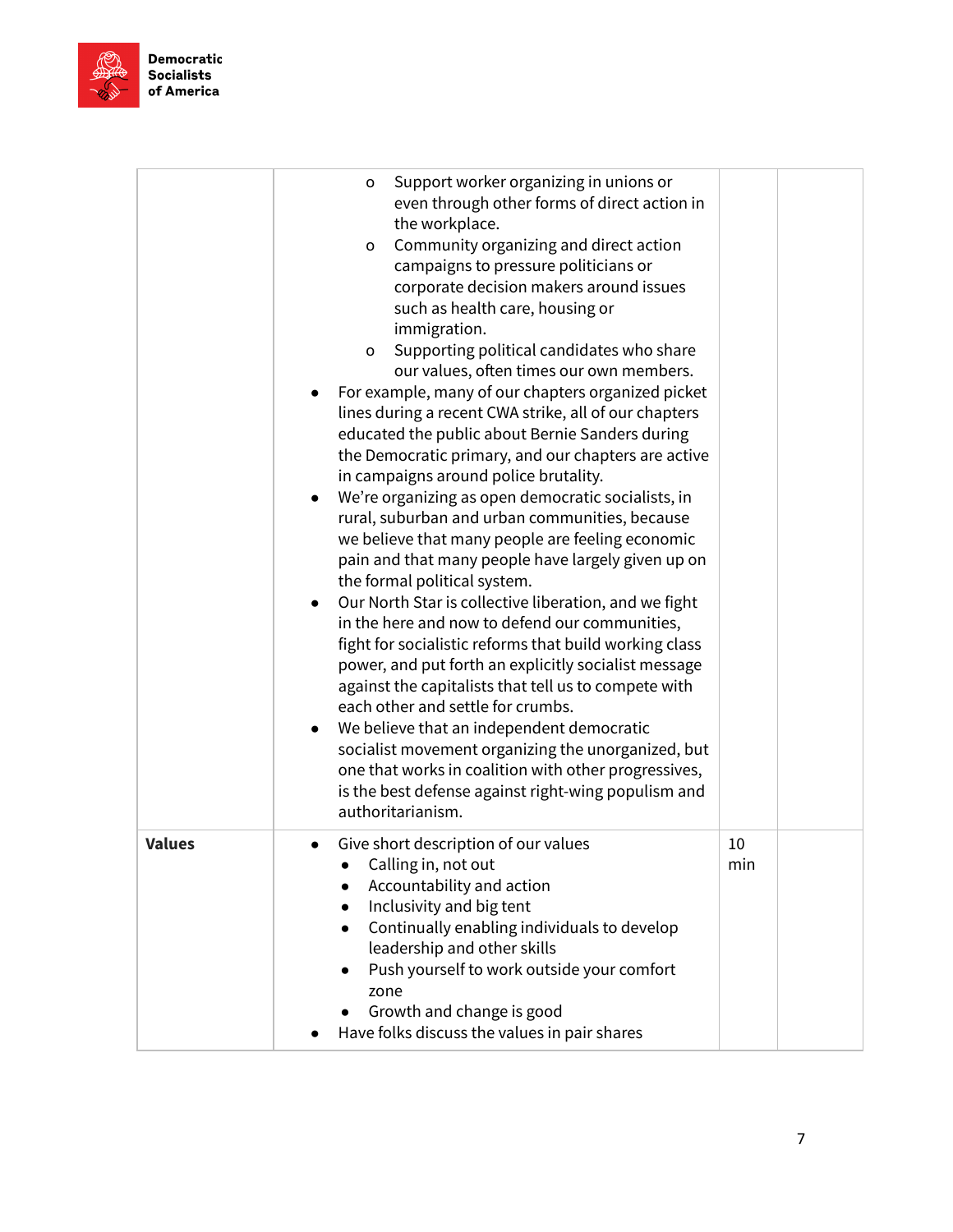| | | | |
|---|---|---|---|
| | - Support worker organizing in unions or even through other forms of direct action in the workplace.<br>- Community organizing and direct action campaigns to pressure politicians or corporate decision makers around issues such as health care, housing or immigration.<br>- Supporting political candidates who share our values, often times our own members.<br>• For example, many of our chapters organized picket lines during a recent CWA strike, all of our chapters educated the public about Bernie Sanders during the Democratic primary, and our chapters are active in campaigns around police brutality.<br>• We're organizing as open democratic socialists, in rural, suburban and urban communities, because we believe that many people are feeling economic pain and that many people have largely given up on the formal political system.<br>• Our North Star is collective liberation, and we fight in the here and now to defend our communities, fight for socialistic reforms that build working class power, and put forth an explicitly socialist message against the capitalists that tell us to compete with each other and settle for crumbs.<br>• We believe that an independent democratic socialist movement organizing the unorganized, but one that works in coalition with other progressives, is the best defense against right-wing populism and authoritarianism. | | |
| **Values** | • Give short description of our values<br>- Calling in, not out<br>- Accountability and action<br>- Inclusivity and big tent<br>- Continually enabling individuals to develop leadership and other skills<br>- Push yourself to work outside your comfort zone<br>- Growth and change is good<br>• Have folks discuss the values in pair shares | 10 min | |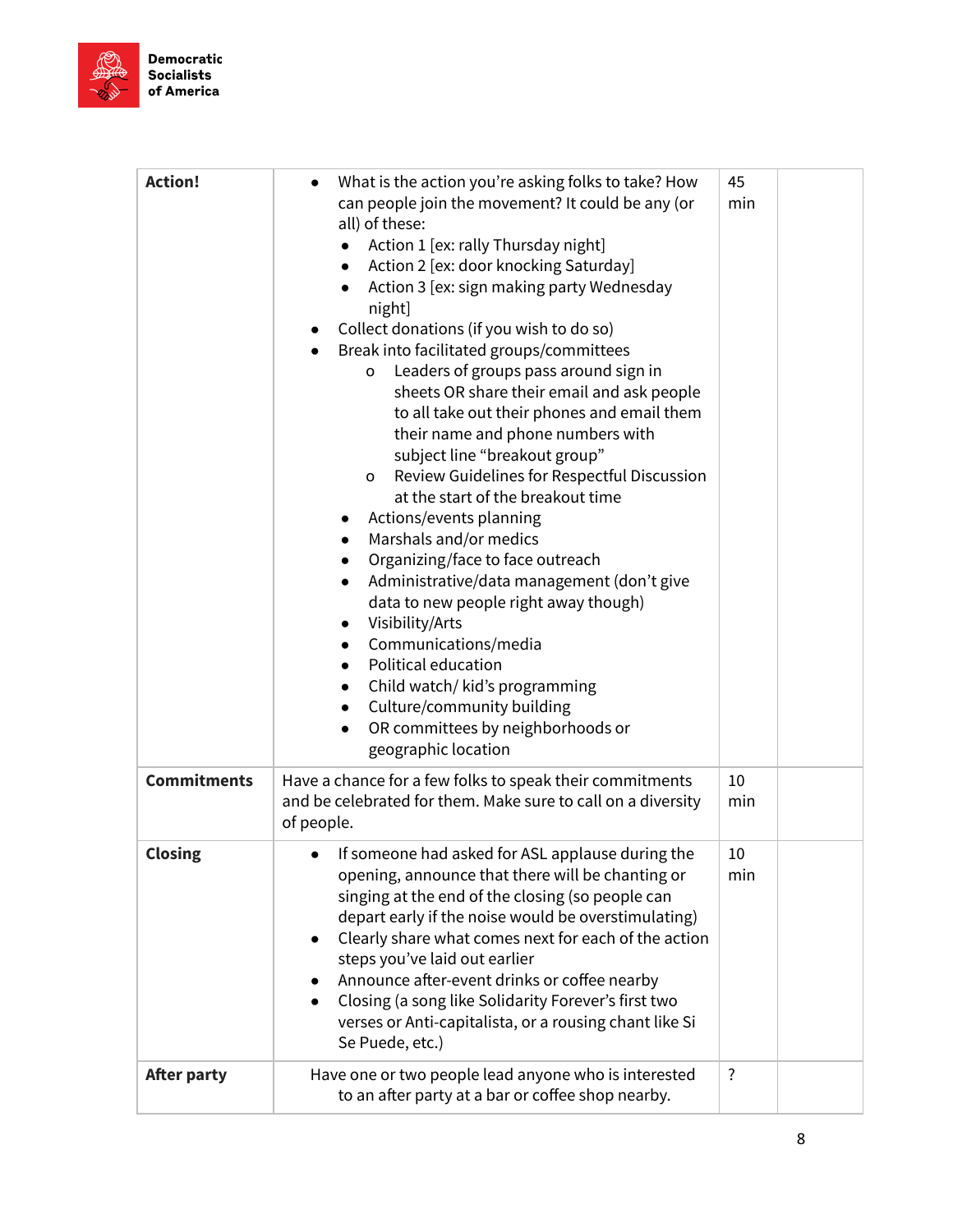| Action! | • What is the action you're asking folks to take? How can people join the movement? It could be any (or all) of these:<br>  • Action 1 [ex: rally Thursday night]<br>  • Action 2 [ex: door knocking Saturday]<br>  • Action 3 [ex: sign making party Wednesday night]<br>• Collect donations (if you wish to do so)<br>• Break into facilitated groups/committees<br>  o Leaders of groups pass around sign in sheets OR share their email and ask people to all take out their phones and email them their name and phone numbers with subject line "breakout group"<br>  o Review Guidelines for Respectful Discussion at the start of the breakout time<br>  • Actions/events planning<br>  • Marshals and/or medics<br>  • Organizing/face to face outreach<br>  • Administrative/data management (don't give data to new people right away though)<br>  • Visibility/Arts<br>  • Communications/media<br>  • Political education<br>  • Child watch/ kid's programming<br>  • Culture/community building<br>  • OR committees by neighborhoods or geographic location | 45 min | |
|---|---|---|---|
| **Commitments** | Have a chance for a few folks to speak their commitments and be celebrated for them. Make sure to call on a diversity of people. | 10 min | |
| **Closing** | • If someone had asked for ASL applause during the opening, announce that there will be chanting or singing at the end of the closing (so people can depart early if the noise would be overstimulating)<br>• Clearly share what comes next for each of the action steps you've laid out earlier<br>• Announce after-event drinks or coffee nearby<br>• Closing (a song like Solidarity Forever's first two verses or Anti-capitalista, or a rousing chant like Si Se Puede, etc.) | 10 min | |
| **After party** | Have one or two people lead anyone who is interested to an after party at a bar or coffee shop nearby. | ? | |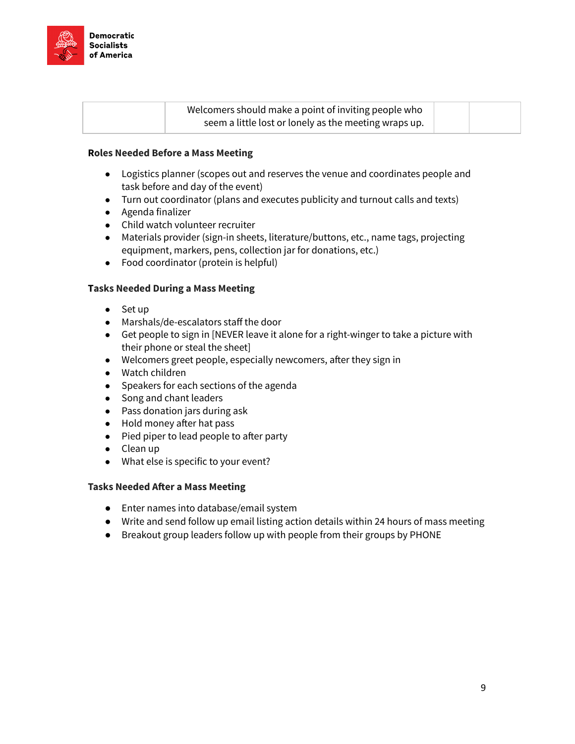| | | | |
|---|---|---|---|
| | Welcomers should make a point of inviting people who seem a little lost or lonely as the meeting wraps up. | | |

**Roles Needed Before a Mass Meeting**

- Logistics planner (scopes out and reserves the venue and coordinates people and task before and day of the event)
- Turn out coordinator (plans and executes publicity and turnout calls and texts)
- Agenda finalizer
- Child watch volunteer recruiter
- Materials provider (sign-in sheets, literature/buttons, etc., name tags, projecting equipment, markers, pens, collection jar for donations, etc.)
- Food coordinator (protein is helpful)

**Tasks Needed During a Mass Meeting**

- Set up
- Marshals/de-escalators staff the door
- Get people to sign in [NEVER leave it alone for a right-winger to take a picture with their phone or steal the sheet]
- Welcomers greet people, especially newcomers, after they sign in
- Watch children
- Speakers for each sections of the agenda
- Song and chant leaders
- Pass donation jars during ask
- Hold money after hat pass
- Pied piper to lead people to after party
- Clean up
- What else is specific to your event?

**Tasks Needed After a Mass Meeting**

- Enter names into database/email system
- Write and send follow up email listing action details within 24 hours of mass meeting
- Breakout group leaders follow up with people from their groups by PHONE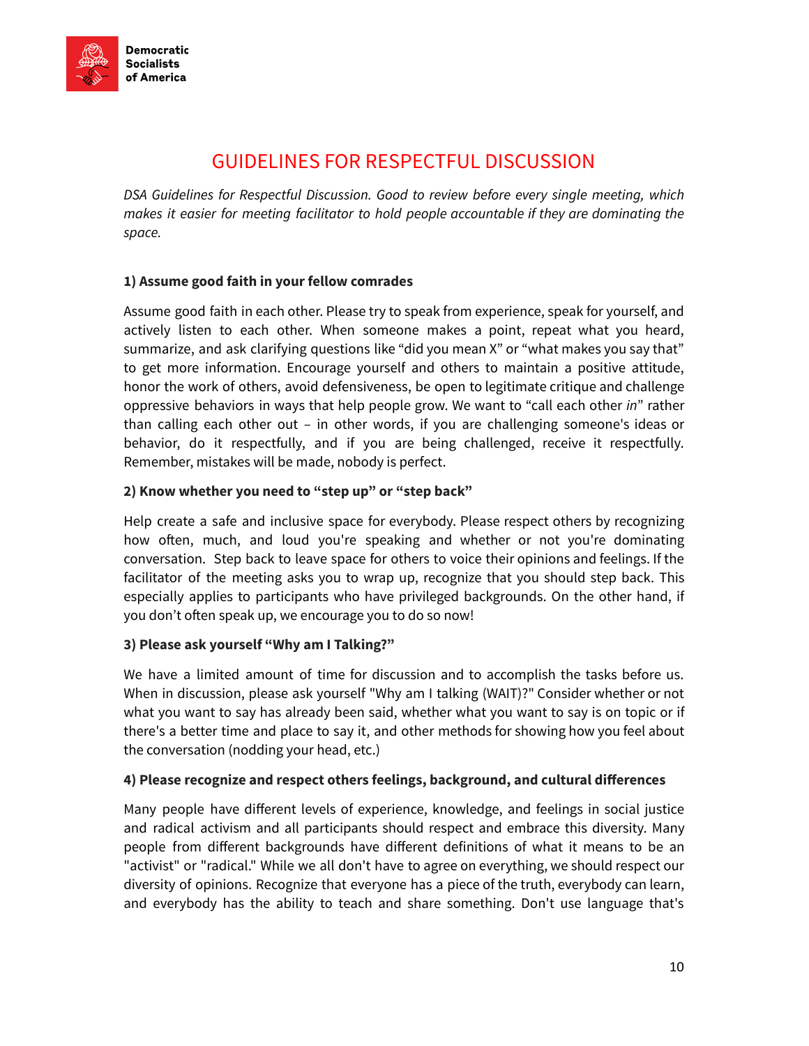# GUIDELINES FOR RESPECTFUL DISCUSSION

*DSA Guidelines for Respectful Discussion. Good to review before every single meeting, which makes it easier for meeting facilitator to hold people accountable if they are dominating the space.*

**1) Assume good faith in your fellow comrades**

Assume good faith in each other. Please try to speak from experience, speak for yourself, and actively listen to each other. When someone makes a point, repeat what you heard, summarize, and ask clarifying questions like "did you mean X" or "what makes you say that" to get more information. Encourage yourself and others to maintain a positive attitude, honor the work of others, avoid defensiveness, be open to legitimate critique and challenge oppressive behaviors in ways that help people grow. We want to "call each other *in*" rather than calling each other out – in other words, if you are challenging someone's ideas or behavior, do it respectfully, and if you are being challenged, receive it respectfully. Remember, mistakes will be made, nobody is perfect.

**2) Know whether you need to "step up" or "step back"**

Help create a safe and inclusive space for everybody. Please respect others by recognizing how often, much, and loud you're speaking and whether or not you're dominating conversation. Step back to leave space for others to voice their opinions and feelings. If the facilitator of the meeting asks you to wrap up, recognize that you should step back. This especially applies to participants who have privileged backgrounds. On the other hand, if you don't often speak up, we encourage you to do so now!

**3) Please ask yourself "Why am I Talking?"**

We have a limited amount of time for discussion and to accomplish the tasks before us. When in discussion, please ask yourself "Why am I talking (WAIT)?" Consider whether or not what you want to say has already been said, whether what you want to say is on topic or if there's a better time and place to say it, and other methods for showing how you feel about the conversation (nodding your head, etc.)

**4) Please recognize and respect others feelings, background, and cultural differences**

Many people have different levels of experience, knowledge, and feelings in social justice and radical activism and all participants should respect and embrace this diversity. Many people from different backgrounds have different definitions of what it means to be an "activist" or "radical." While we all don't have to agree on everything, we should respect our diversity of opinions. Recognize that everyone has a piece of the truth, everybody can learn, and everybody has the ability to teach and share something. Don't use language that's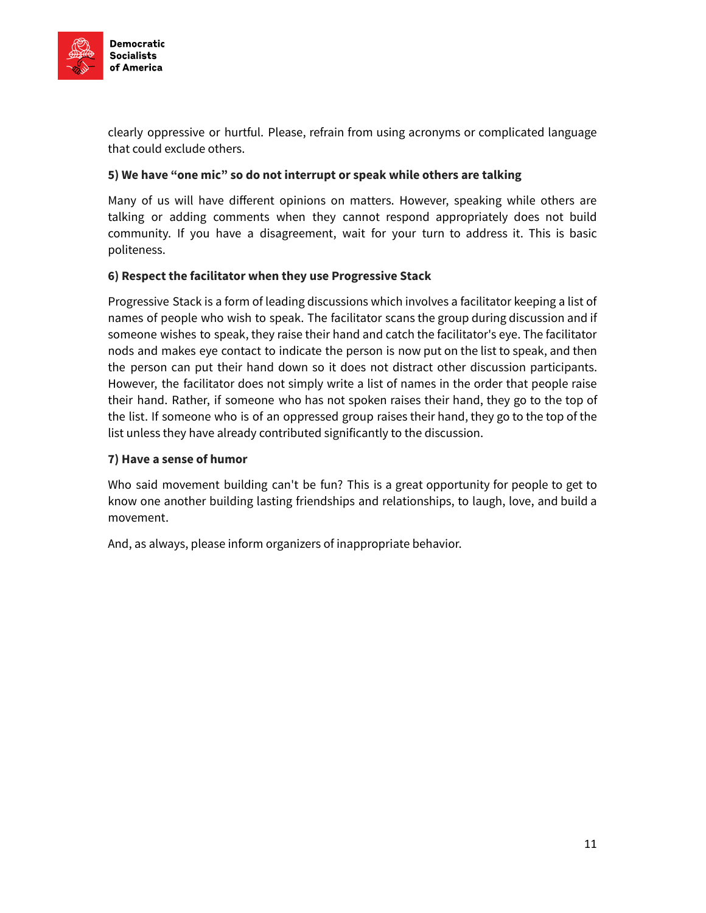clearly oppressive or hurtful. Please, refrain from using acronyms or complicated language that could exclude others.

**5) We have "one mic" so do not interrupt or speak while others are talking**

Many of us will have different opinions on matters. However, speaking while others are talking or adding comments when they cannot respond appropriately does not build community. If you have a disagreement, wait for your turn to address it. This is basic politeness.

**6) Respect the facilitator when they use Progressive Stack**

Progressive Stack is a form of leading discussions which involves a facilitator keeping a list of names of people who wish to speak. The facilitator scans the group during discussion and if someone wishes to speak, they raise their hand and catch the facilitator's eye. The facilitator nods and makes eye contact to indicate the person is now put on the list to speak, and then the person can put their hand down so it does not distract other discussion participants. However, the facilitator does not simply write a list of names in the order that people raise their hand. Rather, if someone who has not spoken raises their hand, they go to the top of the list. If someone who is of an oppressed group raises their hand, they go to the top of the list unless they have already contributed significantly to the discussion.

**7) Have a sense of humor**

Who said movement building can't be fun? This is a great opportunity for people to get to know one another building lasting friendships and relationships, to laugh, love, and build a movement.

And, as always, please inform organizers of inappropriate behavior.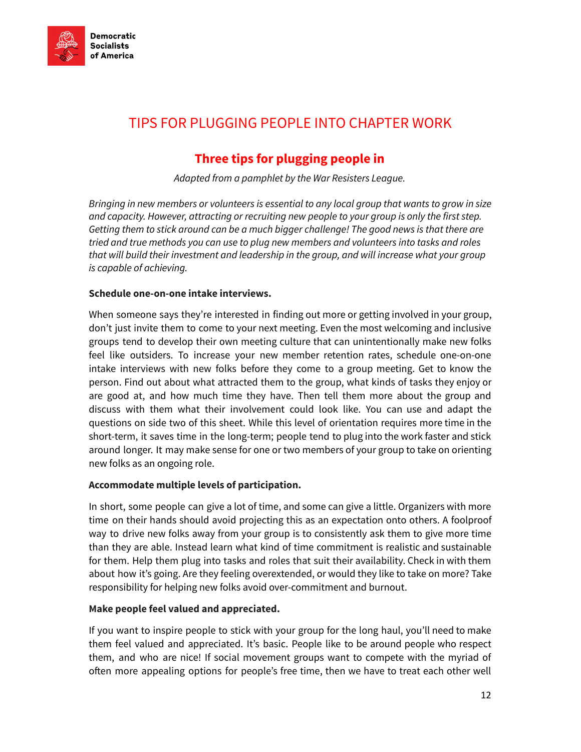## TIPS FOR PLUGGING PEOPLE INTO CHAPTER WORK

### Three tips for plugging people in

*Adapted from a pamphlet by the War Resisters League.*

*Bringing in new members or volunteers is essential to any local group that wants to grow in size and capacity. However, attracting or recruiting new people to your group is only the first step. Getting them to stick around can be a much bigger challenge! The good news is that there are tried and true methods you can use to plug new members and volunteers into tasks and roles that will build their investment and leadership in the group, and will increase what your group is capable of achieving.*

**Schedule one-on-one intake interviews.**

When someone says they're interested in finding out more or getting involved in your group, don't just invite them to come to your next meeting. Even the most welcoming and inclusive groups tend to develop their own meeting culture that can unintentionally make new folks feel like outsiders. To increase your new member retention rates, schedule one-on-one intake interviews with new folks before they come to a group meeting. Get to know the person. Find out about what attracted them to the group, what kinds of tasks they enjoy or are good at, and how much time they have. Then tell them more about the group and discuss with them what their involvement could look like. You can use and adapt the questions on side two of this sheet. While this level of orientation requires more time in the short-term, it saves time in the long-term; people tend to plug into the work faster and stick around longer. It may make sense for one or two members of your group to take on orienting new folks as an ongoing role.

**Accommodate multiple levels of participation.**

In short, some people can give a lot of time, and some can give a little. Organizers with more time on their hands should avoid projecting this as an expectation onto others. A foolproof way to drive new folks away from your group is to consistently ask them to give more time than they are able. Instead learn what kind of time commitment is realistic and sustainable for them. Help them plug into tasks and roles that suit their availability. Check in with them about how it's going. Are they feeling overextended, or would they like to take on more? Take responsibility for helping new folks avoid over-commitment and burnout.

**Make people feel valued and appreciated.**

If you want to inspire people to stick with your group for the long haul, you'll need to make them feel valued and appreciated. It's basic. People like to be around people who respect them, and who are nice! If social movement groups want to compete with the myriad of often more appealing options for people's free time, then we have to treat each other well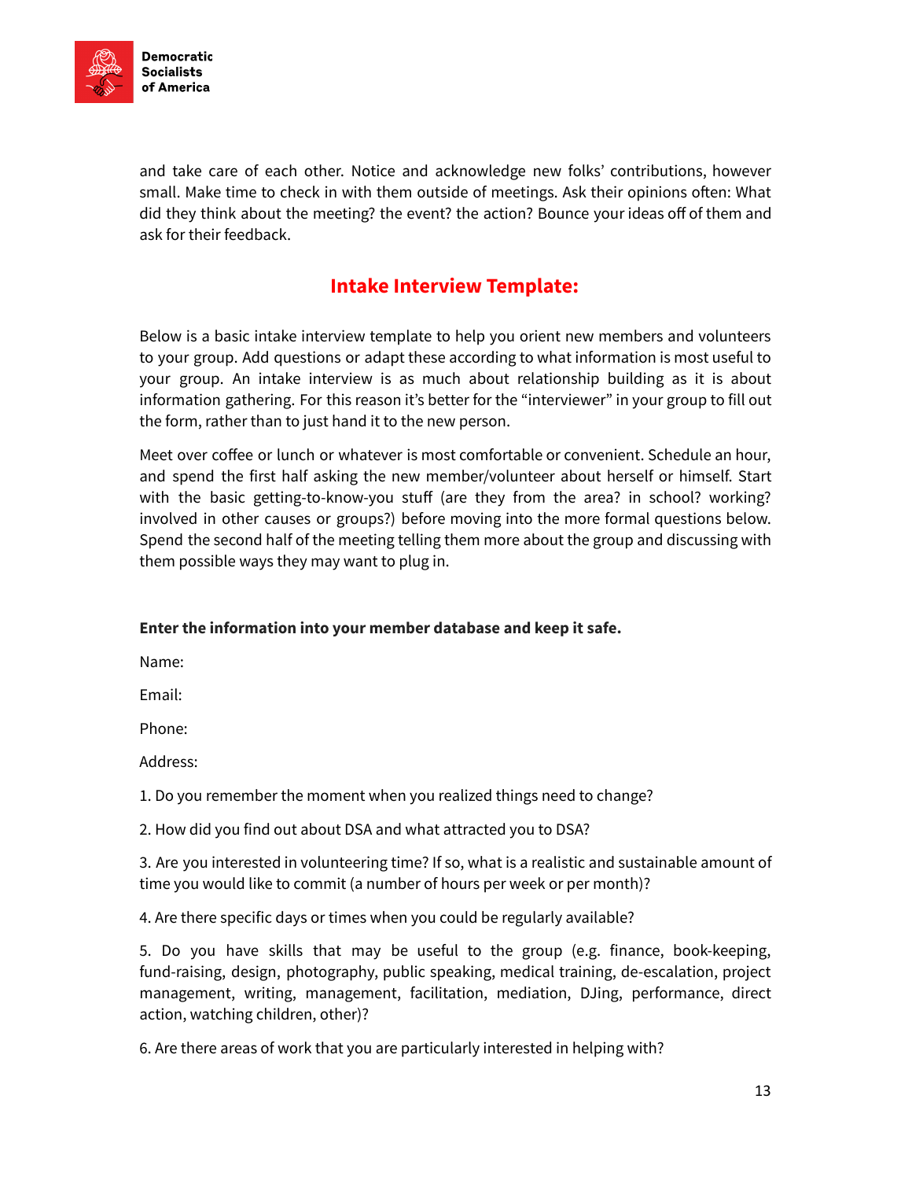and take care of each other. Notice and acknowledge new folks' contributions, however small. Make time to check in with them outside of meetings. Ask their opinions often: What did they think about the meeting? the event? the action? Bounce your ideas off of them and ask for their feedback.

## Intake Interview Template:

Below is a basic intake interview template to help you orient new members and volunteers to your group. Add questions or adapt these according to what information is most useful to your group. An intake interview is as much about relationship building as it is about information gathering. For this reason it's better for the "interviewer" in your group to fill out the form, rather than to just hand it to the new person.

Meet over coffee or lunch or whatever is most comfortable or convenient. Schedule an hour, and spend the first half asking the new member/volunteer about herself or himself. Start with the basic getting-to-know-you stuff (are they from the area? in school? working? involved in other causes or groups?) before moving into the more formal questions below. Spend the second half of the meeting telling them more about the group and discussing with them possible ways they may want to plug in.

**Enter the information into your member database and keep it safe.**

Name:

Email:

Phone:

Address:

1. Do you remember the moment when you realized things need to change?

2. How did you find out about DSA and what attracted you to DSA?

3. Are you interested in volunteering time? If so, what is a realistic and sustainable amount of time you would like to commit (a number of hours per week or per month)?

4. Are there specific days or times when you could be regularly available?

5. Do you have skills that may be useful to the group (e.g. finance, book-keeping, fund-raising, design, photography, public speaking, medical training, de-escalation, project management, writing, management, facilitation, mediation, DJing, performance, direct action, watching children, other)?

6. Are there areas of work that you are particularly interested in helping with?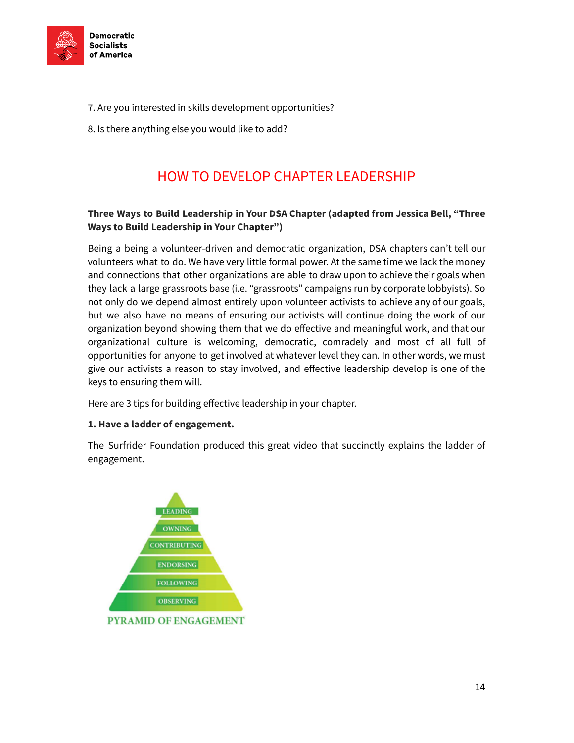7. Are you interested in skills development opportunities?

8. Is there anything else you would like to add?

## HOW TO DEVELOP CHAPTER LEADERSHIP

**Three Ways to Build Leadership in Your DSA Chapter (adapted from Jessica Bell, "Three Ways to Build Leadership in Your Chapter")**

Being a being a volunteer-driven and democratic organization, DSA chapters can't tell our volunteers what to do. We have very little formal power. At the same time we lack the money and connections that other organizations are able to draw upon to achieve their goals when they lack a large grassroots base (i.e. "grassroots" campaigns run by corporate lobbyists). So not only do we depend almost entirely upon volunteer activists to achieve any of our goals, but we also have no means of ensuring our activists will continue doing the work of our organization beyond showing them that we do effective and meaningful work, and that our organizational culture is welcoming, democratic, comradely and most of all full of opportunities for anyone to get involved at whatever level they can. In other words, we must give our activists a reason to stay involved, and effective leadership develop is one of the keys to ensuring them will.

Here are 3 tips for building effective leadership in your chapter.

**1. Have a ladder of engagement.**

The Surfrider Foundation produced this great video that succinctly explains the ladder of engagement.

LEADING
OWNING
CONTRIBUTING
ENDORSING
FOLLOWING
OBSERVING

PYRAMID OF ENGAGEMENT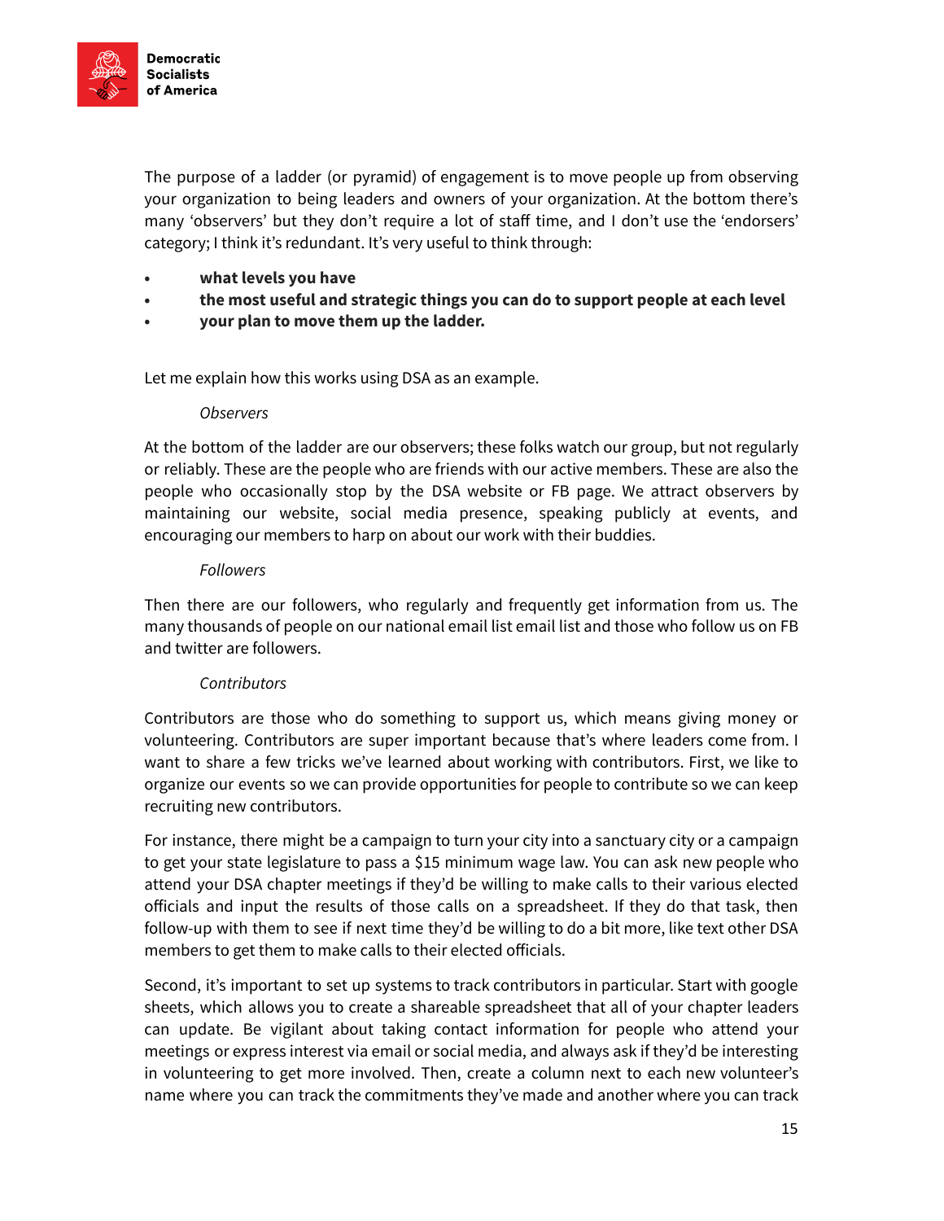The purpose of a ladder (or pyramid) of engagement is to move people up from observing your organization to being leaders and owners of your organization. At the bottom there's many 'observers' but they don't require a lot of staff time, and I don't use the 'endorsers' category; I think it's redundant. It's very useful to think through:

- **what levels you have**
- **the most useful and strategic things you can do to support people at each level**
- **your plan to move them up the ladder.**

Let me explain how this works using DSA as an example.

*Observers*

At the bottom of the ladder are our observers; these folks watch our group, but not regularly or reliably. These are the people who are friends with our active members. These are also the people who occasionally stop by the DSA website or FB page. We attract observers by maintaining our website, social media presence, speaking publicly at events, and encouraging our members to harp on about our work with their buddies.

*Followers*

Then there are our followers, who regularly and frequently get information from us. The many thousands of people on our national email list email list and those who follow us on FB and twitter are followers.

*Contributors*

Contributors are those who do something to support us, which means giving money or volunteering. Contributors are super important because that's where leaders come from. I want to share a few tricks we've learned about working with contributors. First, we like to organize our events so we can provide opportunities for people to contribute so we can keep recruiting new contributors.

For instance, there might be a campaign to turn your city into a sanctuary city or a campaign to get your state legislature to pass a $15 minimum wage law. You can ask new people who attend your DSA chapter meetings if they'd be willing to make calls to their various elected officials and input the results of those calls on a spreadsheet. If they do that task, then follow-up with them to see if next time they'd be willing to do a bit more, like text other DSA members to get them to make calls to their elected officials.

Second, it's important to set up systems to track contributors in particular. Start with google sheets, which allows you to create a shareable spreadsheet that all of your chapter leaders can update. Be vigilant about taking contact information for people who attend your meetings or express interest via email or social media, and always ask if they'd be interesting in volunteering to get more involved. Then, create a column next to each new volunteer's name where you can track the commitments they've made and another where you can track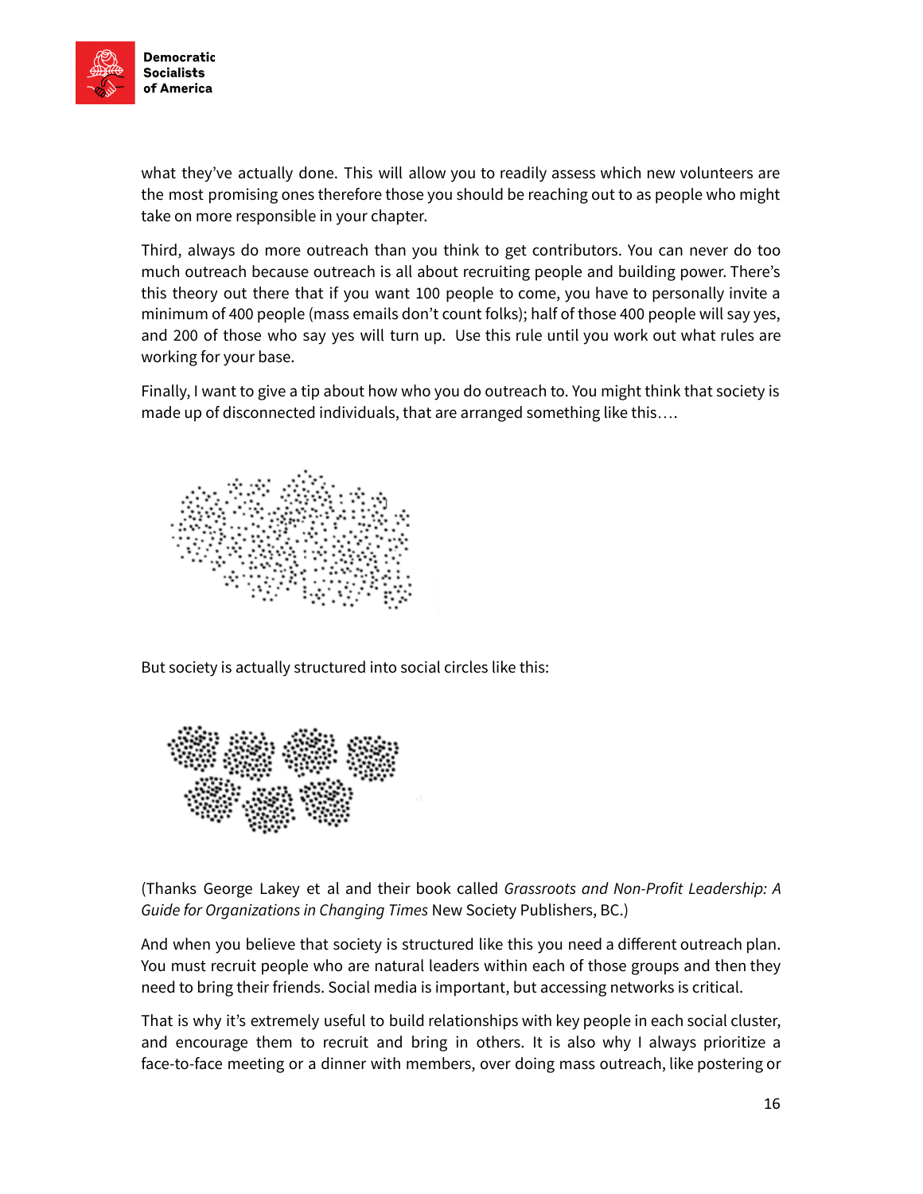what they've actually done. This will allow you to readily assess which new volunteers are the most promising ones therefore those you should be reaching out to as people who might take on more responsible in your chapter.

Third, always do more outreach than you think to get contributors. You can never do too much outreach because outreach is all about recruiting people and building power. There's this theory out there that if you want 100 people to come, you have to personally invite a minimum of 400 people (mass emails don't count folks); half of those 400 people will say yes, and 200 of those who say yes will turn up. Use this rule until you work out what rules are working for your base.

Finally, I want to give a tip about how who you do outreach to. You might think that society is made up of disconnected individuals, that are arranged something like this….

But society is actually structured into social circles like this:

(Thanks George Lakey et al and their book called *Grassroots and Non-Profit Leadership: A Guide for Organizations in Changing Times* New Society Publishers, BC.)

And when you believe that society is structured like this you need a different outreach plan. You must recruit people who are natural leaders within each of those groups and then they need to bring their friends. Social media is important, but accessing networks is critical.

That is why it's extremely useful to build relationships with key people in each social cluster, and encourage them to recruit and bring in others. It is also why I always prioritize a face-to-face meeting or a dinner with members, over doing mass outreach, like postering or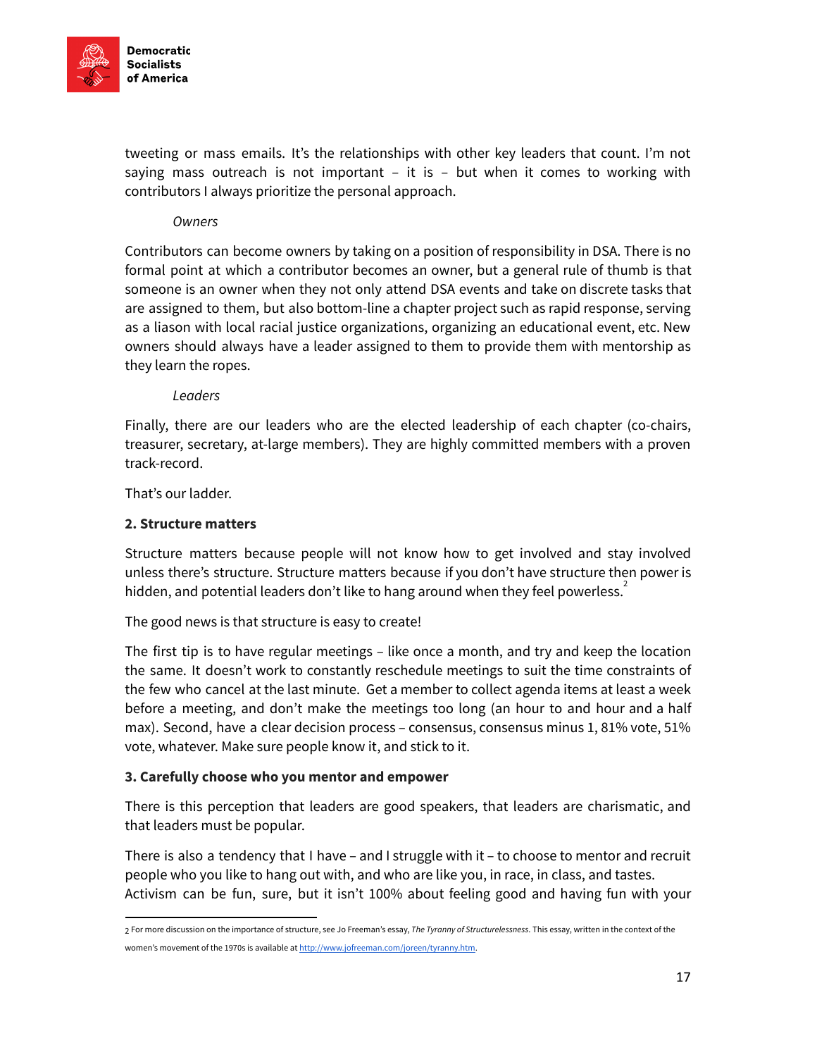tweeting or mass emails. It's the relationships with other key leaders that count. I'm not saying mass outreach is not important – it is – but when it comes to working with contributors I always prioritize the personal approach.

*Owners*

Contributors can become owners by taking on a position of responsibility in DSA. There is no formal point at which a contributor becomes an owner, but a general rule of thumb is that someone is an owner when they not only attend DSA events and take on discrete tasks that are assigned to them, but also bottom-line a chapter project such as rapid response, serving as a liason with local racial justice organizations, organizing an educational event, etc. New owners should always have a leader assigned to them to provide them with mentorship as they learn the ropes.

*Leaders*

Finally, there are our leaders who are the elected leadership of each chapter (co-chairs, treasurer, secretary, at-large members). They are highly committed members with a proven track-record.

That's our ladder.

**2. Structure matters**

Structure matters because people will not know how to get involved and stay involved unless there's structure. Structure matters because if you don't have structure then power is hidden, and potential leaders don't like to hang around when they feel powerless.[2]

The good news is that structure is easy to create!

The first tip is to have regular meetings – like once a month, and try and keep the location the same. It doesn't work to constantly reschedule meetings to suit the time constraints of the few who cancel at the last minute. Get a member to collect agenda items at least a week before a meeting, and don't make the meetings too long (an hour to and hour and a half max). Second, have a clear decision process – consensus, consensus minus 1, 81% vote, 51% vote, whatever. Make sure people know it, and stick to it.

**3. Carefully choose who you mentor and empower**

There is this perception that leaders are good speakers, that leaders are charismatic, and that leaders must be popular.

There is also a tendency that I have – and I struggle with it – to choose to mentor and recruit people who you like to hang out with, and who are like you, in race, in class, and tastes. Activism can be fun, sure, but it isn't 100% about feeling good and having fun with your

---

[2] For more discussion on the importance of structure, see Jo Freeman's essay, *The Tyranny of Structurelessness*. This essay, written in the context of the women's movement of the 1970s is available at http://www.jofreeman.com/joreen/tyranny.htm.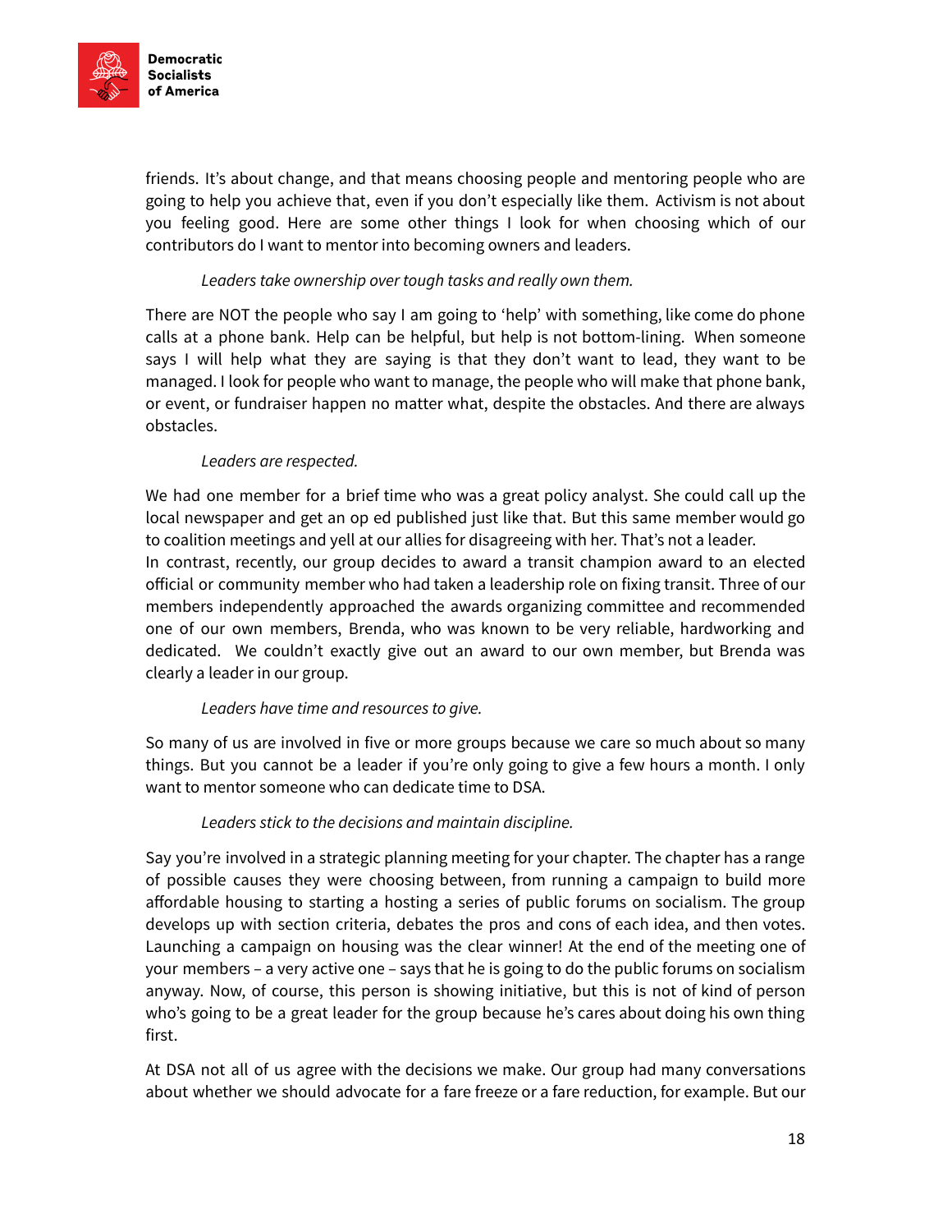friends. It's about change, and that means choosing people and mentoring people who are going to help you achieve that, even if you don't especially like them. Activism is not about you feeling good. Here are some other things I look for when choosing which of our contributors do I want to mentor into becoming owners and leaders.

*Leaders take ownership over tough tasks and really own them.*

There are NOT the people who say I am going to 'help' with something, like come do phone calls at a phone bank. Help can be helpful, but help is not bottom-lining. When someone says I will help what they are saying is that they don't want to lead, they want to be managed. I look for people who want to manage, the people who will make that phone bank, or event, or fundraiser happen no matter what, despite the obstacles. And there are always obstacles.

*Leaders are respected.*

We had one member for a brief time who was a great policy analyst. She could call up the local newspaper and get an op ed published just like that. But this same member would go to coalition meetings and yell at our allies for disagreeing with her. That's not a leader.
In contrast, recently, our group decides to award a transit champion award to an elected official or community member who had taken a leadership role on fixing transit. Three of our members independently approached the awards organizing committee and recommended one of our own members, Brenda, who was known to be very reliable, hardworking and dedicated. We couldn't exactly give out an award to our own member, but Brenda was clearly a leader in our group.

*Leaders have time and resources to give.*

So many of us are involved in five or more groups because we care so much about so many things. But you cannot be a leader if you're only going to give a few hours a month. I only want to mentor someone who can dedicate time to DSA.

*Leaders stick to the decisions and maintain discipline.*

Say you're involved in a strategic planning meeting for your chapter. The chapter has a range of possible causes they were choosing between, from running a campaign to build more affordable housing to starting a hosting a series of public forums on socialism. The group develops up with section criteria, debates the pros and cons of each idea, and then votes. Launching a campaign on housing was the clear winner! At the end of the meeting one of your members – a very active one – says that he is going to do the public forums on socialism anyway. Now, of course, this person is showing initiative, but this is not of kind of person who's going to be a great leader for the group because he's cares about doing his own thing first.

At DSA not all of us agree with the decisions we make. Our group had many conversations about whether we should advocate for a fare freeze or a fare reduction, for example. But our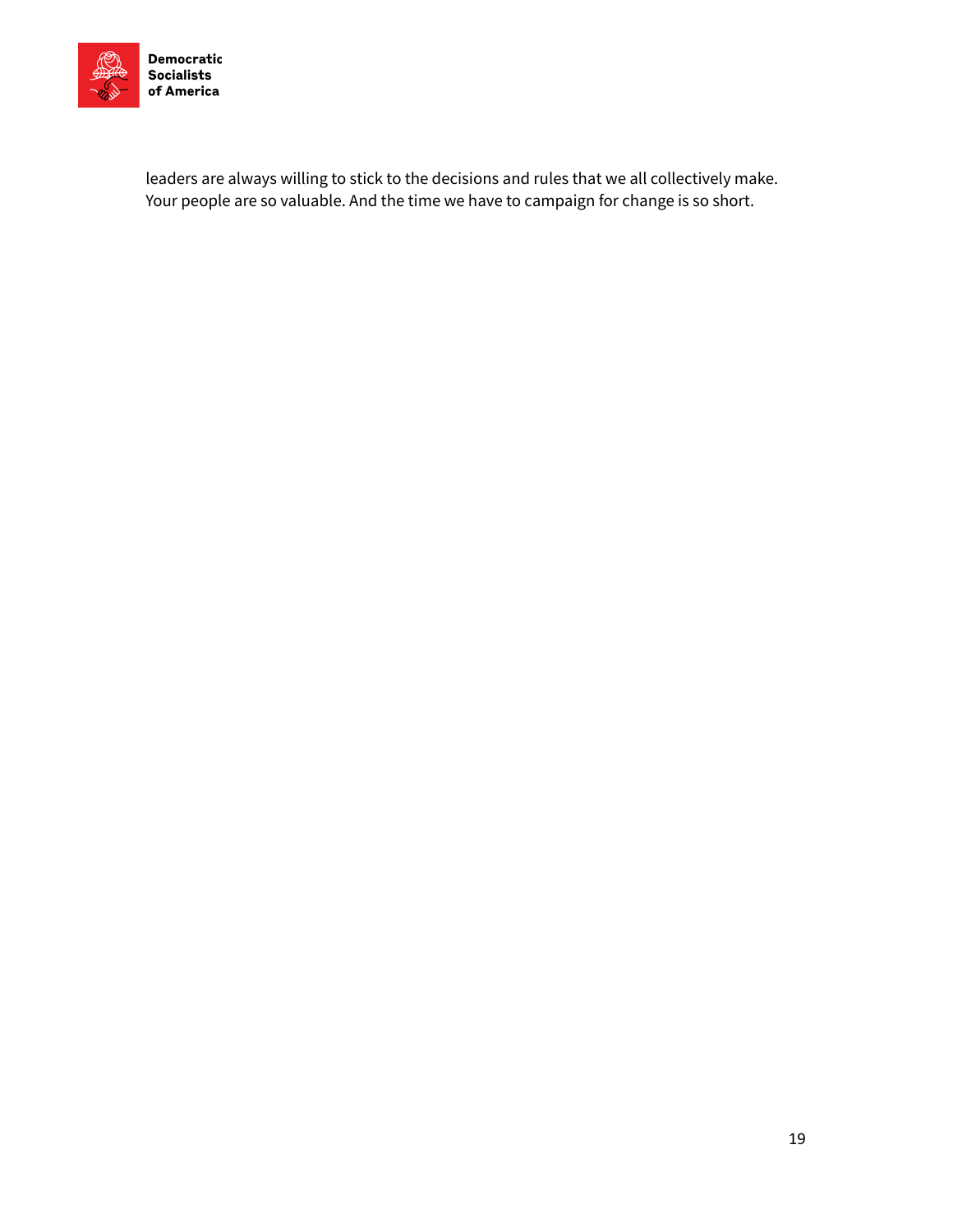leaders are always willing to stick to the decisions and rules that we all collectively make. Your people are so valuable. And the time we have to campaign for change is so short.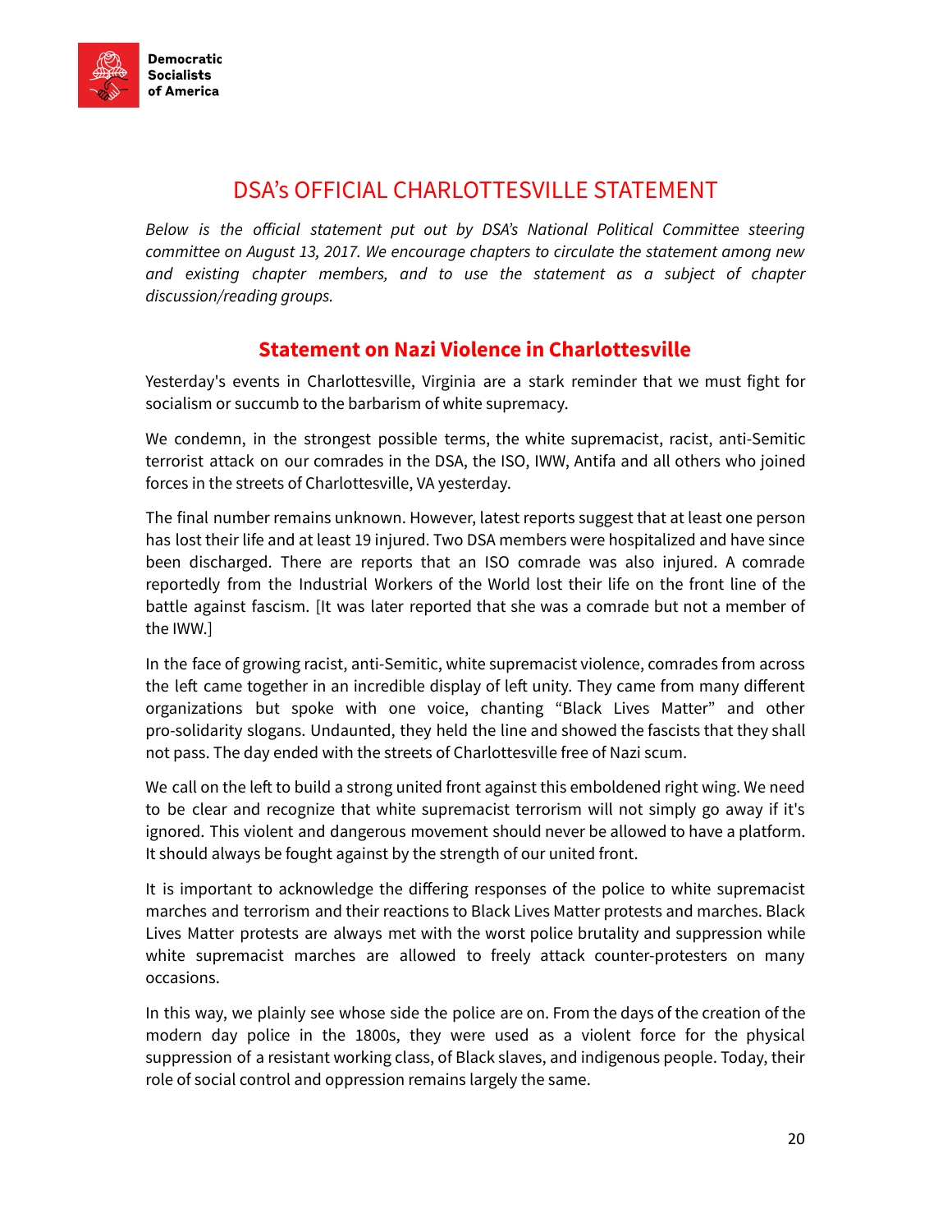# DSA's OFFICIAL CHARLOTTESVILLE STATEMENT

*Below is the official statement put out by DSA's National Political Committee steering committee on August 13, 2017. We encourage chapters to circulate the statement among new and existing chapter members, and to use the statement as a subject of chapter discussion/reading groups.*

## Statement on Nazi Violence in Charlottesville

Yesterday's events in Charlottesville, Virginia are a stark reminder that we must fight for socialism or succumb to the barbarism of white supremacy.

We condemn, in the strongest possible terms, the white supremacist, racist, anti-Semitic terrorist attack on our comrades in the DSA, the ISO, IWW, Antifa and all others who joined forces in the streets of Charlottesville, VA yesterday.

The final number remains unknown. However, latest reports suggest that at least one person has lost their life and at least 19 injured. Two DSA members were hospitalized and have since been discharged. There are reports that an ISO comrade was also injured. A comrade reportedly from the Industrial Workers of the World lost their life on the front line of the battle against fascism. [It was later reported that she was a comrade but not a member of the IWW.]

In the face of growing racist, anti-Semitic, white supremacist violence, comrades from across the left came together in an incredible display of left unity. They came from many different organizations but spoke with one voice, chanting "Black Lives Matter" and other pro-solidarity slogans. Undaunted, they held the line and showed the fascists that they shall not pass. The day ended with the streets of Charlottesville free of Nazi scum.

We call on the left to build a strong united front against this emboldened right wing. We need to be clear and recognize that white supremacist terrorism will not simply go away if it's ignored. This violent and dangerous movement should never be allowed to have a platform. It should always be fought against by the strength of our united front.

It is important to acknowledge the differing responses of the police to white supremacist marches and terrorism and their reactions to Black Lives Matter protests and marches. Black Lives Matter protests are always met with the worst police brutality and suppression while white supremacist marches are allowed to freely attack counter-protesters on many occasions.

In this way, we plainly see whose side the police are on. From the days of the creation of the modern day police in the 1800s, they were used as a violent force for the physical suppression of a resistant working class, of Black slaves, and indigenous people. Today, their role of social control and oppression remains largely the same.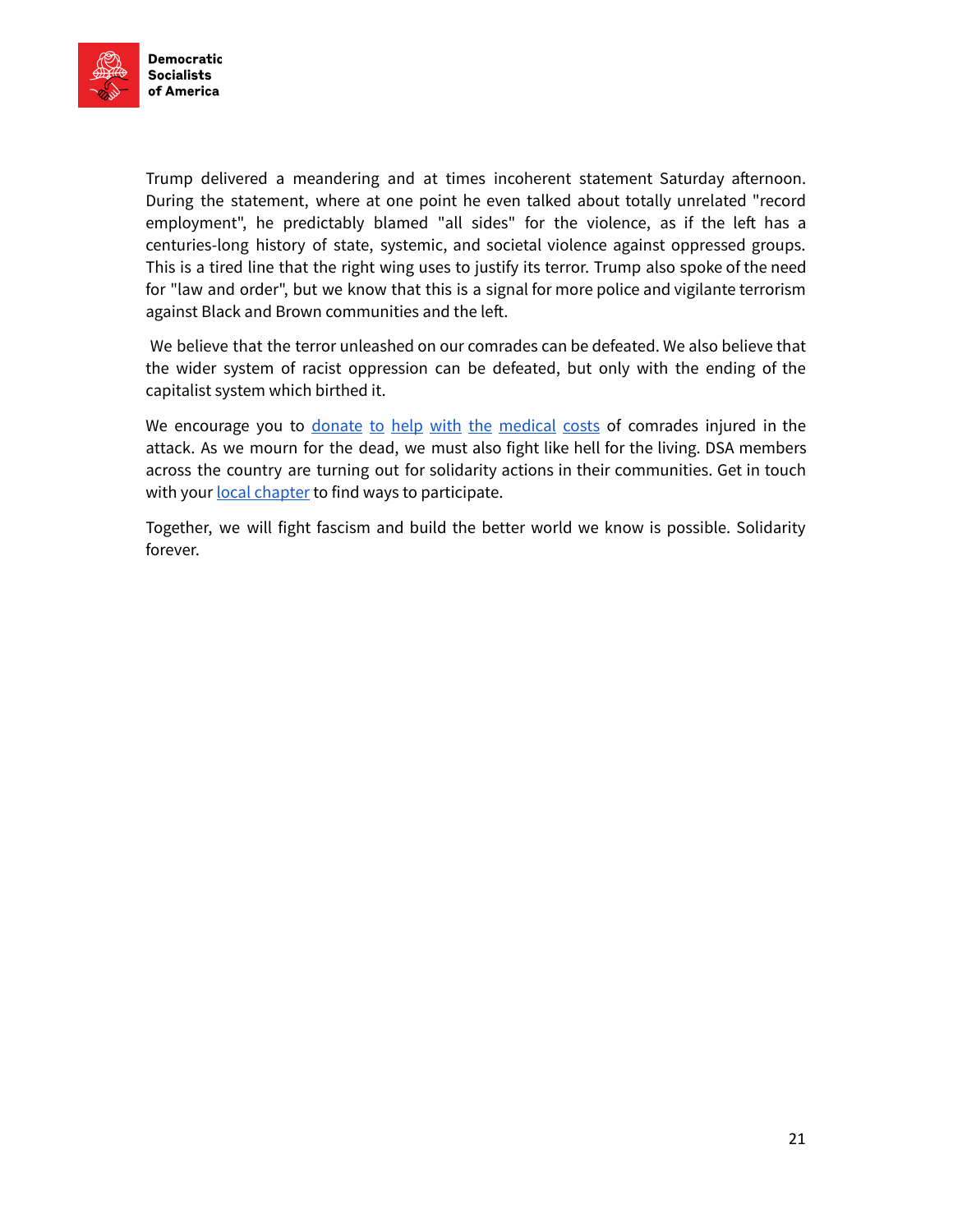Trump delivered a meandering and at times incoherent statement Saturday afternoon. During the statement, where at one point he even talked about totally unrelated "record employment", he predictably blamed "all sides" for the violence, as if the left has a centuries-long history of state, systemic, and societal violence against oppressed groups. This is a tired line that the right wing uses to justify its terror. Trump also spoke of the need for "law and order", but we know that this is a signal for more police and vigilante terrorism against Black and Brown communities and the left.

We believe that the terror unleashed on our comrades can be defeated. We also believe that the wider system of racist oppression can be defeated, but only with the ending of the capitalist system which birthed it.

We encourage you to donate to help with the medical costs of comrades injured in the attack. As we mourn for the dead, we must also fight like hell for the living. DSA members across the country are turning out for solidarity actions in their communities. Get in touch with your local chapter to find ways to participate.

Together, we will fight fascism and build the better world we know is possible. Solidarity forever.